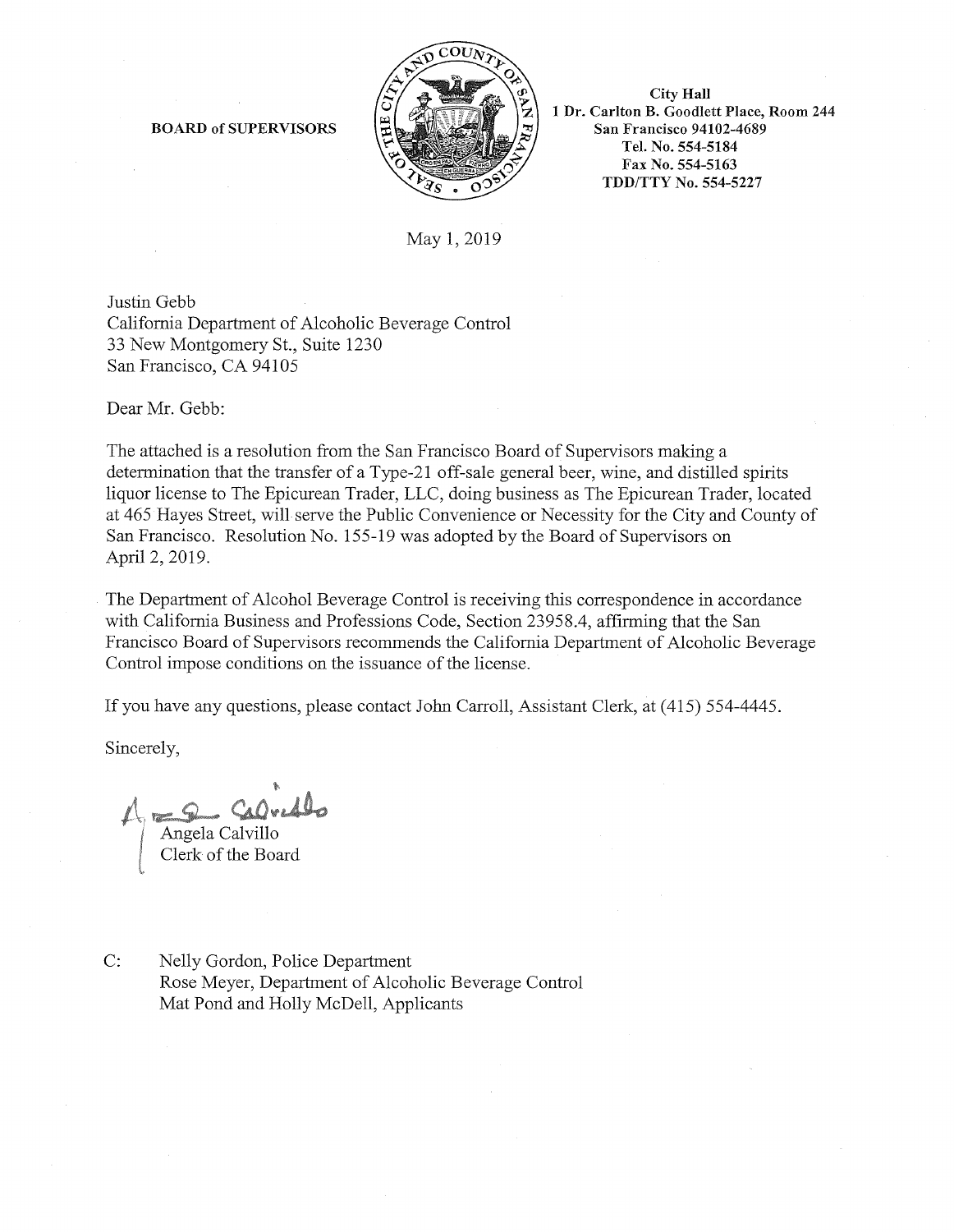**BOARD of SUPERVISORS**

**City Hall**
**1 Dr. Carlton B. Goodlett Place, Room 244**
**San Francisco 94102-4689**
**Tel. No. 554-5184**
**Fax No. 554-5163**
**TDD/TTY No. 554-5227**

May 1, 2019

Justin Gebb
California Department of Alcoholic Beverage Control
33 New Montgomery St., Suite 1230
San Francisco, CA 94105

Dear Mr. Gebb:

The attached is a resolution from the San Francisco Board of Supervisors making a determination that the transfer of a Type-21 off-sale general beer, wine, and distilled spirits liquor license to The Epicurean Trader, LLC, doing business as The Epicurean Trader, located at 465 Hayes Street, will serve the Public Convenience or Necessity for the City and County of San Francisco. Resolution No. 155-19 was adopted by the Board of Supervisors on April 2, 2019.

The Department of Alcohol Beverage Control is receiving this correspondence in accordance with California Business and Professions Code, Section 23958.4, affirming that the San Francisco Board of Supervisors recommends the California Department of Alcoholic Beverage Control impose conditions on the issuance of the license.

If you have any questions, please contact John Carroll, Assistant Clerk, at (415) 554-4445.

Sincerely,

Angela Calvillo
Clerk of the Board

C: Nelly Gordon, Police Department
Rose Meyer, Department of Alcoholic Beverage Control
Mat Pond and Holly McDell, Applicants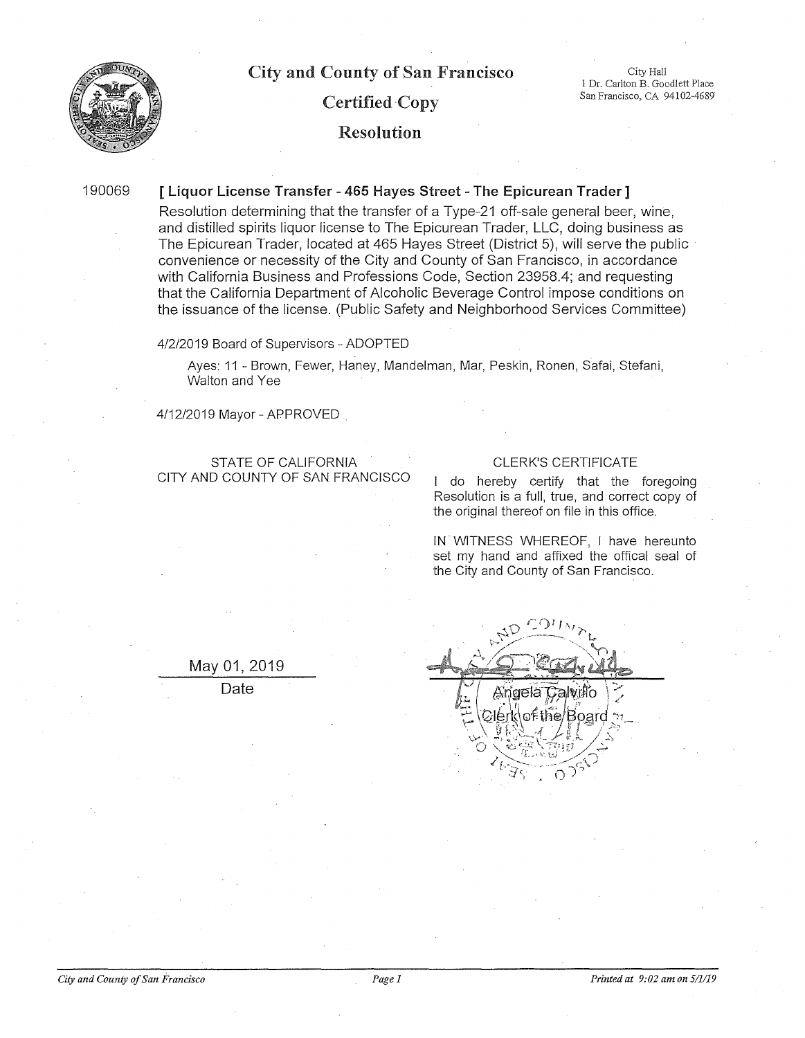# City and County of San Francisco

## Certified Copy

## Resolution

City Hall
1 Dr. Carlton B. Goodlett Place
San Francisco, CA 94102-4689

190069 **[ Liquor License Transfer - 465 Hayes Street - The Epicurean Trader ]**

Resolution determining that the transfer of a Type-21 off-sale general beer, wine, and distilled spirits liquor license to The Epicurean Trader, LLC, doing business as The Epicurean Trader, located at 465 Hayes Street (District 5), will serve the public convenience or necessity of the City and County of San Francisco, in accordance with California Business and Professions Code, Section 23958.4; and requesting that the California Department of Alcoholic Beverage Control impose conditions on the issuance of the license. (Public Safety and Neighborhood Services Committee)

4/2/2019 Board of Supervisors - ADOPTED

Ayes: 11 - Brown, Fewer, Haney, Mandelman, Mar, Peskin, Ronen, Safai, Stefani, Walton and Yee

4/12/2019 Mayor - APPROVED

STATE OF CALIFORNIA
CITY AND COUNTY OF SAN FRANCISCO

CLERK'S CERTIFICATE

I do hereby certify that the foregoing Resolution is a full, true, and correct copy of the original thereof on file in this office.

IN WITNESS WHEREOF, I have hereunto set my hand and affixed the offical seal of the City and County of San Francisco.

May 01, 2019
Date

Angela Calvillo
Clerk of the Board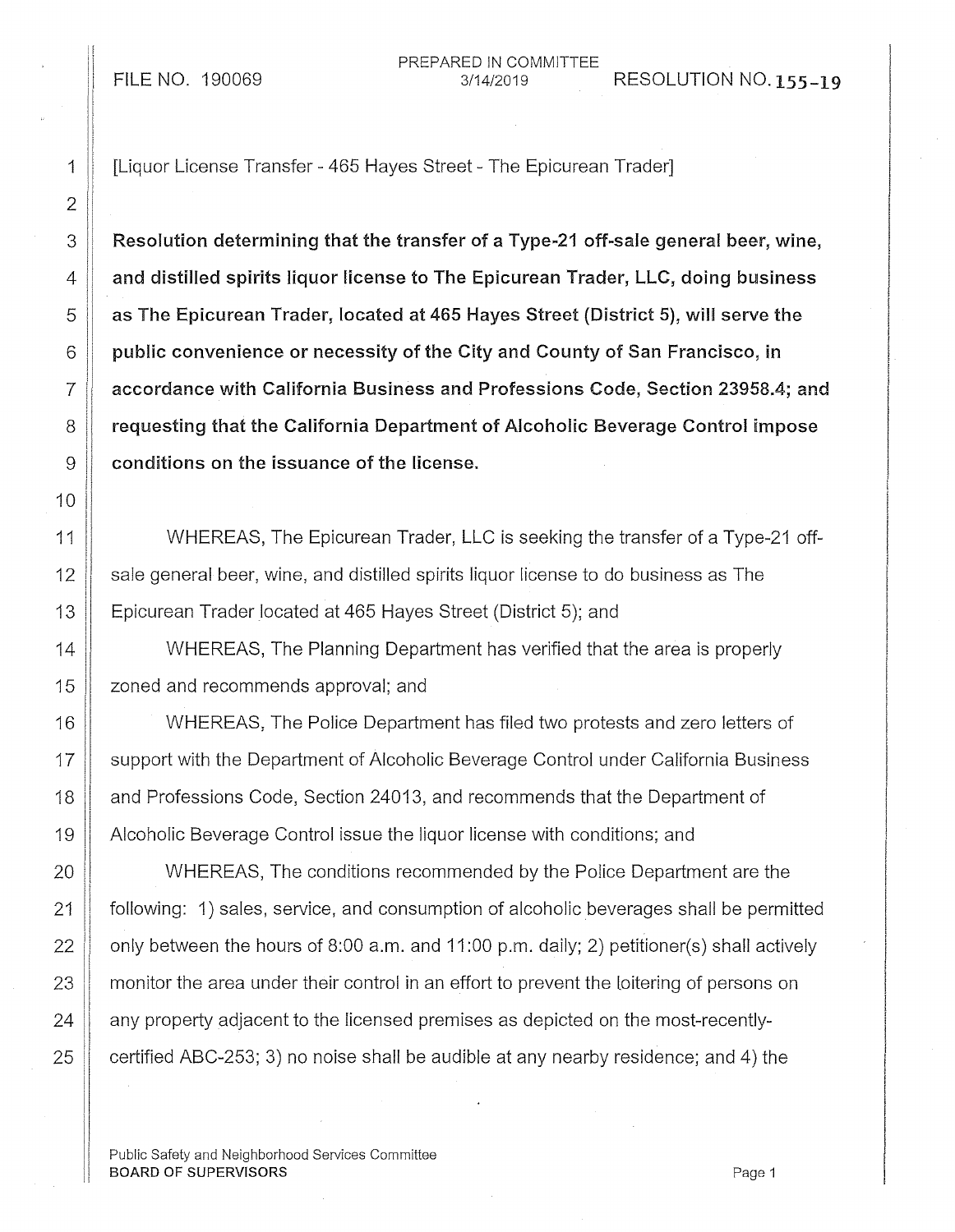FILE NO. 190069

PREPARED IN COMMITTEE
3/14/2019

RESOLUTION NO. 155-19

[Liquor License Transfer - 465 Hayes Street - The Epicurean Trader]

**Resolution determining that the transfer of a Type-21 off-sale general beer, wine, and distilled spirits liquor license to The Epicurean Trader, LLC, doing business as The Epicurean Trader, located at 465 Hayes Street (District 5), will serve the public convenience or necessity of the City and County of San Francisco, in accordance with California Business and Professions Code, Section 23958.4; and requesting that the California Department of Alcoholic Beverage Control impose conditions on the issuance of the license.**

WHEREAS, The Epicurean Trader, LLC is seeking the transfer of a Type-21 off-sale general beer, wine, and distilled spirits liquor license to do business as The Epicurean Trader located at 465 Hayes Street (District 5); and

WHEREAS, The Planning Department has verified that the area is properly zoned and recommends approval; and

WHEREAS, The Police Department has filed two protests and zero letters of support with the Department of Alcoholic Beverage Control under California Business and Professions Code, Section 24013, and recommends that the Department of Alcoholic Beverage Control issue the liquor license with conditions; and

WHEREAS, The conditions recommended by the Police Department are the following: 1) sales, service, and consumption of alcoholic beverages shall be permitted only between the hours of 8:00 a.m. and 11:00 p.m. daily; 2) petitioner(s) shall actively monitor the area under their control in an effort to prevent the loitering of persons on any property adjacent to the licensed premises as depicted on the most-recently-certified ABC-253; 3) no noise shall be audible at any nearby residence; and 4) the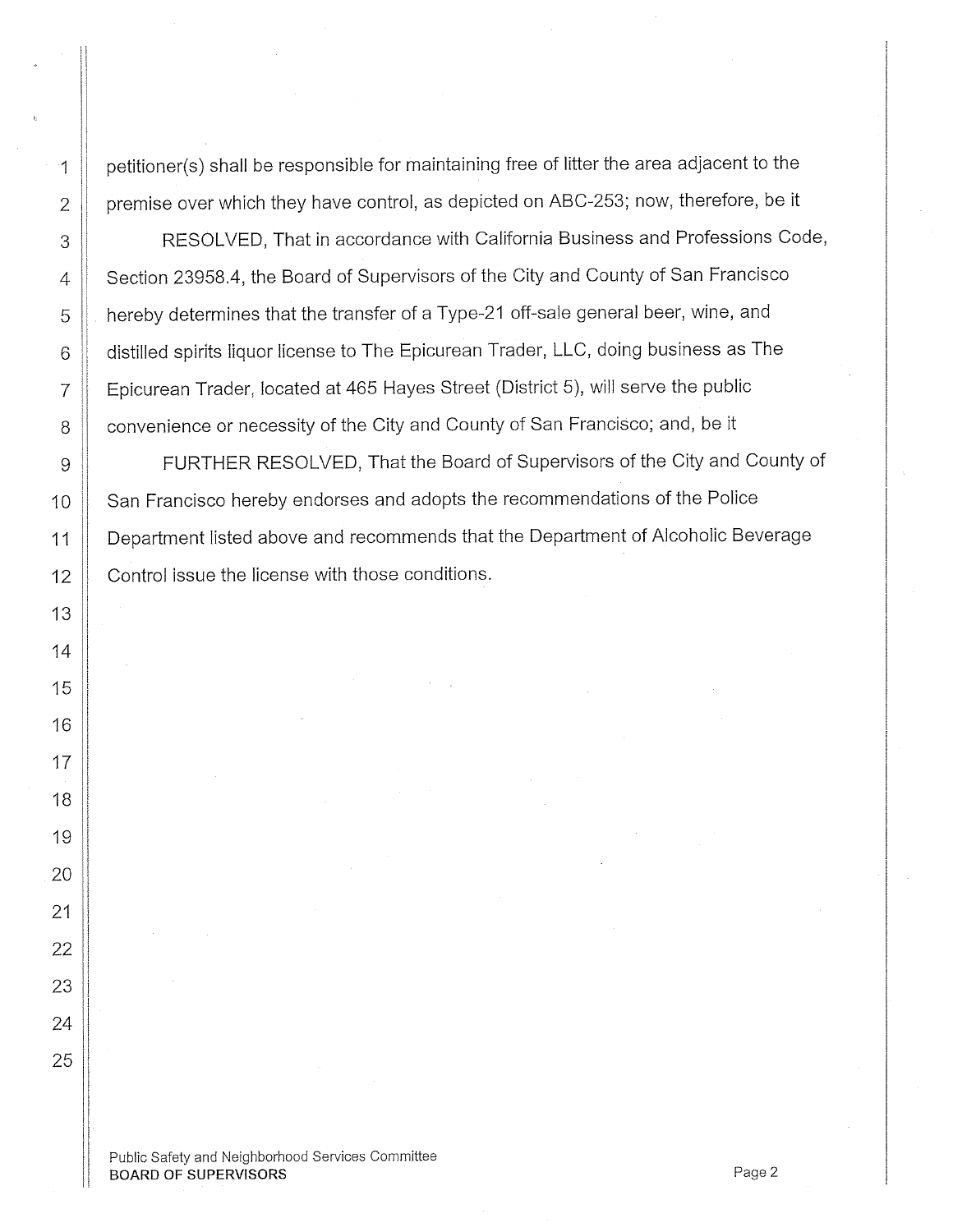petitioner(s) shall be responsible for maintaining free of litter the area adjacent to the premise over which they have control, as depicted on ABC-253; now, therefore, be it

RESOLVED, That in accordance with California Business and Professions Code, Section 23958.4, the Board of Supervisors of the City and County of San Francisco hereby determines that the transfer of a Type-21 off-sale general beer, wine, and distilled spirits liquor license to The Epicurean Trader, LLC, doing business as The Epicurean Trader, located at 465 Hayes Street (District 5), will serve the public convenience or necessity of the City and County of San Francisco; and, be it

FURTHER RESOLVED, That the Board of Supervisors of the City and County of San Francisco hereby endorses and adopts the recommendations of the Police Department listed above and recommends that the Department of Alcoholic Beverage Control issue the license with those conditions.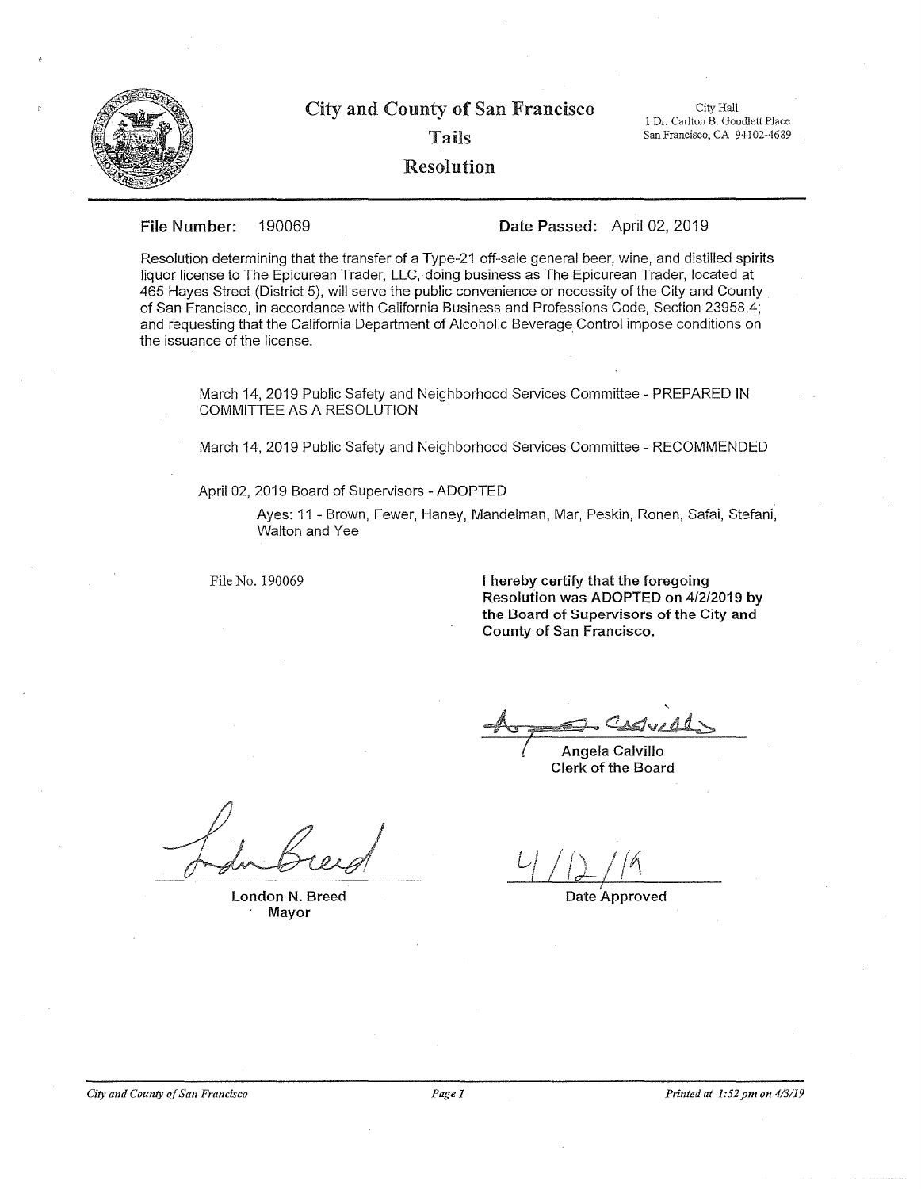# City and County of San Francisco

## Tails

## Resolution

City Hall
1 Dr. Carlton B. Goodlett Place
San Francisco, CA 94102-4689

**File Number:** 190069 **Date Passed:** April 02, 2019

Resolution determining that the transfer of a Type-21 off-sale general beer, wine, and distilled spirits liquor license to The Epicurean Trader, LLC, doing business as The Epicurean Trader, located at 465 Hayes Street (District 5), will serve the public convenience or necessity of the City and County of San Francisco, in accordance with California Business and Professions Code, Section 23958.4; and requesting that the California Department of Alcoholic Beverage Control impose conditions on the issuance of the license.

March 14, 2019 Public Safety and Neighborhood Services Committee - PREPARED IN COMMITTEE AS A RESOLUTION

March 14, 2019 Public Safety and Neighborhood Services Committee - RECOMMENDED

April 02, 2019 Board of Supervisors - ADOPTED

Ayes: 11 - Brown, Fewer, Haney, Mandelman, Mar, Peskin, Ronen, Safai, Stefani, Walton and Yee

File No. 190069

**I hereby certify that the foregoing Resolution was ADOPTED on 4/2/2019 by the Board of Supervisors of the City and County of San Francisco.**

**Angela Calvillo**
**Clerk of the Board**

**London N. Breed**
**Mayor**

4/12/19
**Date Approved**